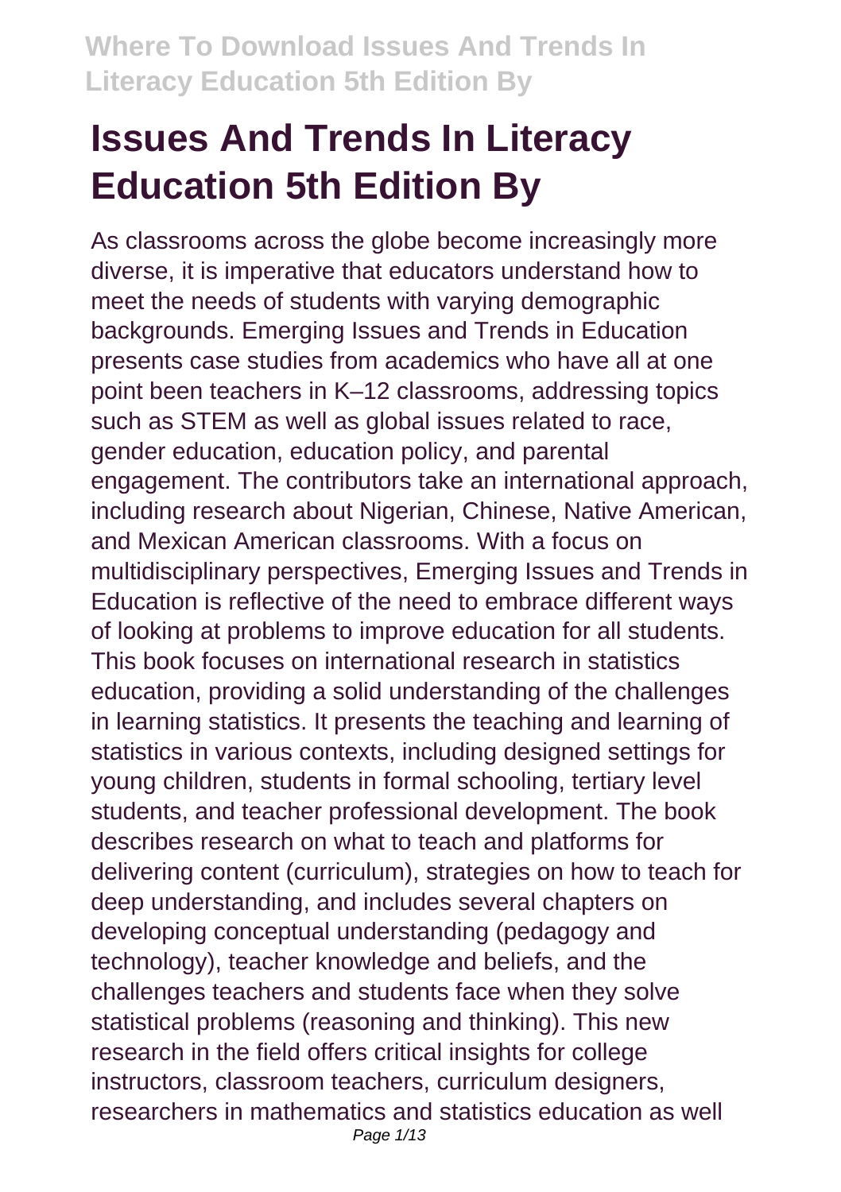# Issues And Trends In Literacy Education 5th Edition By

As classrooms across the globe become increasingly more diverse, it is imperative that educators understand how to meet the needs of students with varying demographic backgrounds. Emerging Issues and Trends in Education presents case studies from academics who have all at one point been teachers in K–12 classrooms, addressing topics such as STEM as well as global issues related to race, gender education, education policy, and parental engagement. The contributors take an international approach, including research about Nigerian, Chinese, Native American, and Mexican American classrooms. With a focus on multidisciplinary perspectives, Emerging Issues and Trends in Education is reflective of the need to embrace different ways of looking at problems to improve education for all students. This book focuses on international research in statistics education, providing a solid understanding of the challenges in learning statistics. It presents the teaching and learning of statistics in various contexts, including designed settings for young children, students in formal schooling, tertiary level students, and teacher professional development. The book describes research on what to teach and platforms for delivering content (curriculum), strategies on how to teach for deep understanding, and includes several chapters on developing conceptual understanding (pedagogy and technology), teacher knowledge and beliefs, and the challenges teachers and students face when they solve statistical problems (reasoning and thinking). This new research in the field offers critical insights for college instructors, classroom teachers, curriculum designers, researchers in mathematics and statistics education as well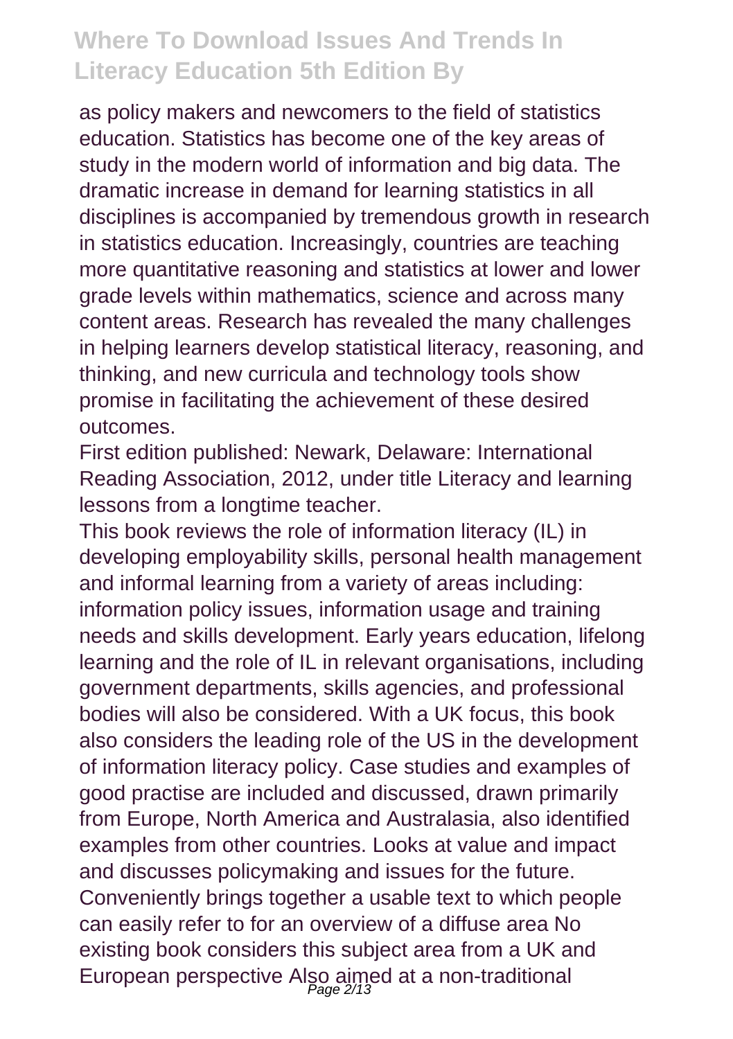as policy makers and newcomers to the field of statistics education. Statistics has become one of the key areas of study in the modern world of information and big data. The dramatic increase in demand for learning statistics in all disciplines is accompanied by tremendous growth in research in statistics education. Increasingly, countries are teaching more quantitative reasoning and statistics at lower and lower grade levels within mathematics, science and across many content areas. Research has revealed the many challenges in helping learners develop statistical literacy, reasoning, and thinking, and new curricula and technology tools show promise in facilitating the achievement of these desired outcomes.

First edition published: Newark, Delaware: International Reading Association, 2012, under title Literacy and learning lessons from a longtime teacher.

This book reviews the role of information literacy (IL) in developing employability skills, personal health management and informal learning from a variety of areas including: information policy issues, information usage and training needs and skills development. Early years education, lifelong learning and the role of IL in relevant organisations, including government departments, skills agencies, and professional bodies will also be considered. With a UK focus, this book also considers the leading role of the US in the development of information literacy policy. Case studies and examples of good practise are included and discussed, drawn primarily from Europe, North America and Australasia, also identified examples from other countries. Looks at value and impact and discusses policymaking and issues for the future. Conveniently brings together a usable text to which people can easily refer to for an overview of a diffuse area No existing book considers this subject area from a UK and European perspective Also aimed at a non-traditional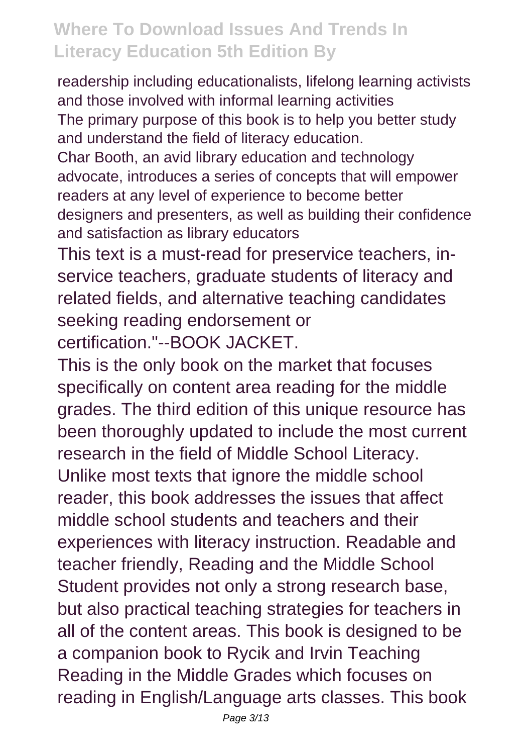readership including educationalists, lifelong learning activists and those involved with informal learning activities

The primary purpose of this book is to help you better study and understand the field of literacy education.

Char Booth, an avid library education and technology advocate, introduces a series of concepts that will empower readers at any level of experience to become better designers and presenters, as well as building their confidence and satisfaction as library educators

This text is a must-read for preservice teachers, in-service teachers, graduate students of literacy and related fields, and alternative teaching candidates seeking reading endorsement or certification."--BOOK JACKET.

This is the only book on the market that focuses specifically on content area reading for the middle grades. The third edition of this unique resource has been thoroughly updated to include the most current research in the field of Middle School Literacy. Unlike most texts that ignore the middle school reader, this book addresses the issues that affect middle school students and teachers and their experiences with literacy instruction. Readable and teacher friendly, Reading and the Middle School Student provides not only a strong research base, but also practical teaching strategies for teachers in all of the content areas. This book is designed to be a companion book to Rycik and Irvin Teaching Reading in the Middle Grades which focuses on reading in English/Language arts classes. This book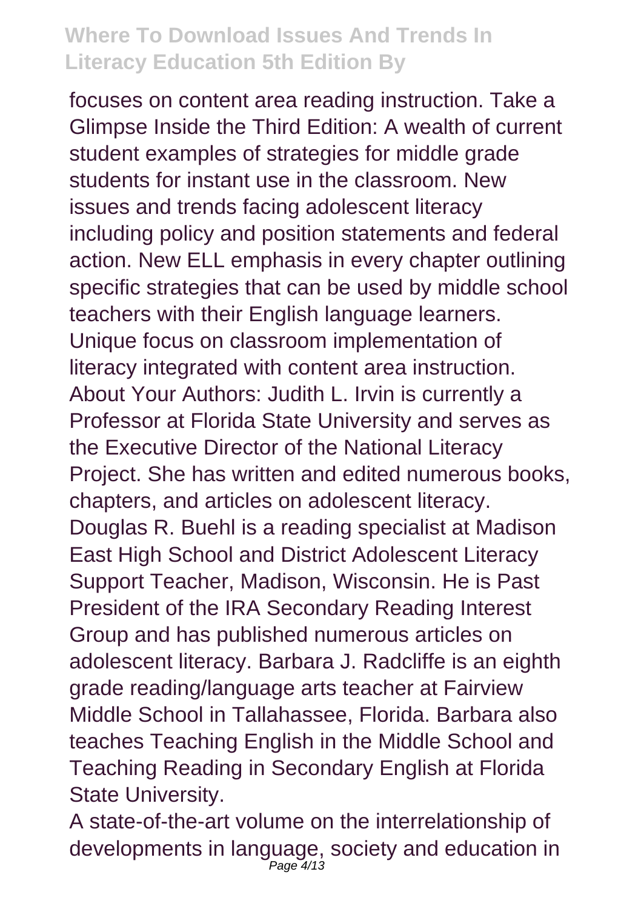focuses on content area reading instruction. Take a Glimpse Inside the Third Edition: A wealth of current student examples of strategies for middle grade students for instant use in the classroom. New issues and trends facing adolescent literacy including policy and position statements and federal action. New ELL emphasis in every chapter outlining specific strategies that can be used by middle school teachers with their English language learners. Unique focus on classroom implementation of literacy integrated with content area instruction. About Your Authors: Judith L. Irvin is currently a Professor at Florida State University and serves as the Executive Director of the National Literacy Project. She has written and edited numerous books, chapters, and articles on adolescent literacy. Douglas R. Buehl is a reading specialist at Madison East High School and District Adolescent Literacy Support Teacher, Madison, Wisconsin. He is Past President of the IRA Secondary Reading Interest Group and has published numerous articles on adolescent literacy. Barbara J. Radcliffe is an eighth grade reading/language arts teacher at Fairview Middle School in Tallahassee, Florida. Barbara also teaches Teaching English in the Middle School and Teaching Reading in Secondary English at Florida State University.

A state-of-the-art volume on the interrelationship of developments in language, society and education in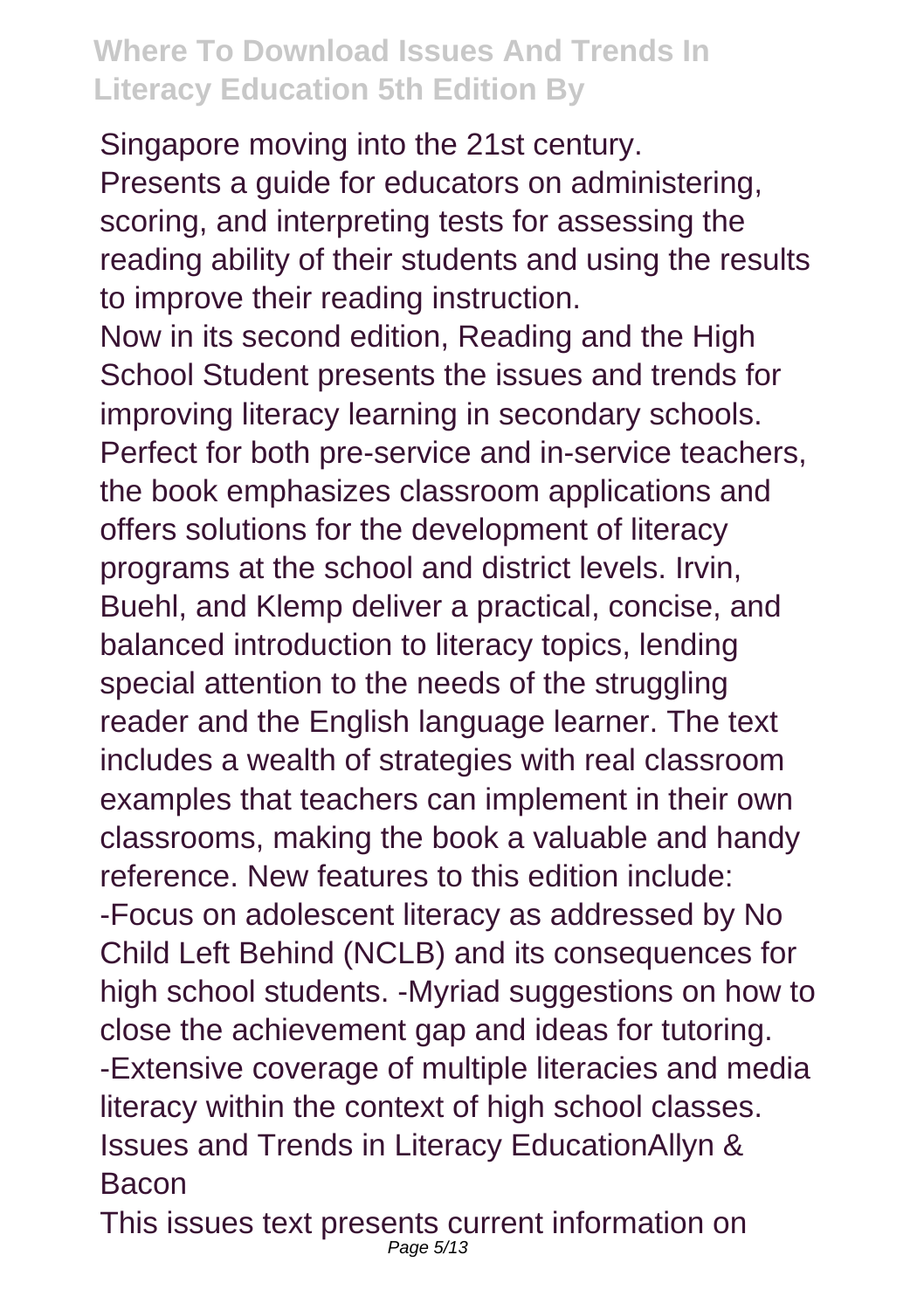Singapore moving into the 21st century.

Presents a guide for educators on administering, scoring, and interpreting tests for assessing the reading ability of their students and using the results to improve their reading instruction.

Now in its second edition, Reading and the High School Student presents the issues and trends for improving literacy learning in secondary schools. Perfect for both pre-service and in-service teachers, the book emphasizes classroom applications and offers solutions for the development of literacy programs at the school and district levels. Irvin, Buehl, and Klemp deliver a practical, concise, and balanced introduction to literacy topics, lending special attention to the needs of the struggling reader and the English language learner. The text includes a wealth of strategies with real classroom examples that teachers can implement in their own classrooms, making the book a valuable and handy reference. New features to this edition include: -Focus on adolescent literacy as addressed by No Child Left Behind (NCLB) and its consequences for high school students. -Myriad suggestions on how to close the achievement gap and ideas for tutoring. -Extensive coverage of multiple literacies and media literacy within the context of high school classes.

Issues and Trends in Literacy EducationAllyn & Bacon

This issues text presents current information on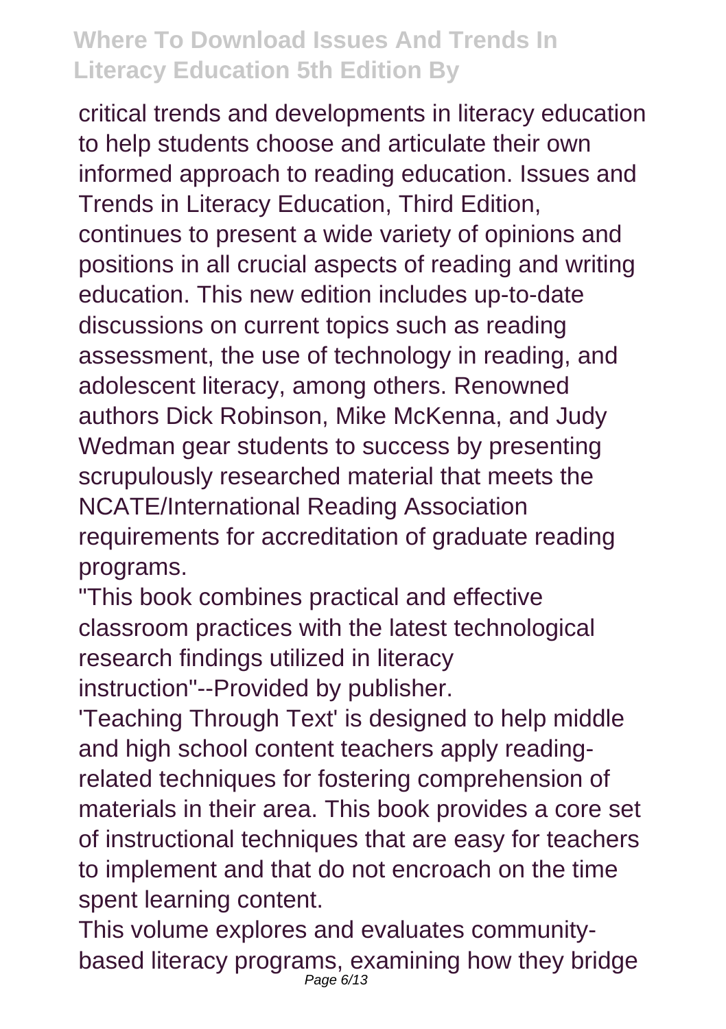critical trends and developments in literacy education to help students choose and articulate their own informed approach to reading education. Issues and Trends in Literacy Education, Third Edition, continues to present a wide variety of opinions and positions in all crucial aspects of reading and writing education. This new edition includes up-to-date discussions on current topics such as reading assessment, the use of technology in reading, and adolescent literacy, among others. Renowned authors Dick Robinson, Mike McKenna, and Judy Wedman gear students to success by presenting scrupulously researched material that meets the NCATE/International Reading Association requirements for accreditation of graduate reading programs.

"This book combines practical and effective classroom practices with the latest technological research findings utilized in literacy instruction"--Provided by publisher.

'Teaching Through Text' is designed to help middle and high school content teachers apply reading-related techniques for fostering comprehension of materials in their area. This book provides a core set of instructional techniques that are easy for teachers to implement and that do not encroach on the time spent learning content.

This volume explores and evaluates community-based literacy programs, examining how they bridge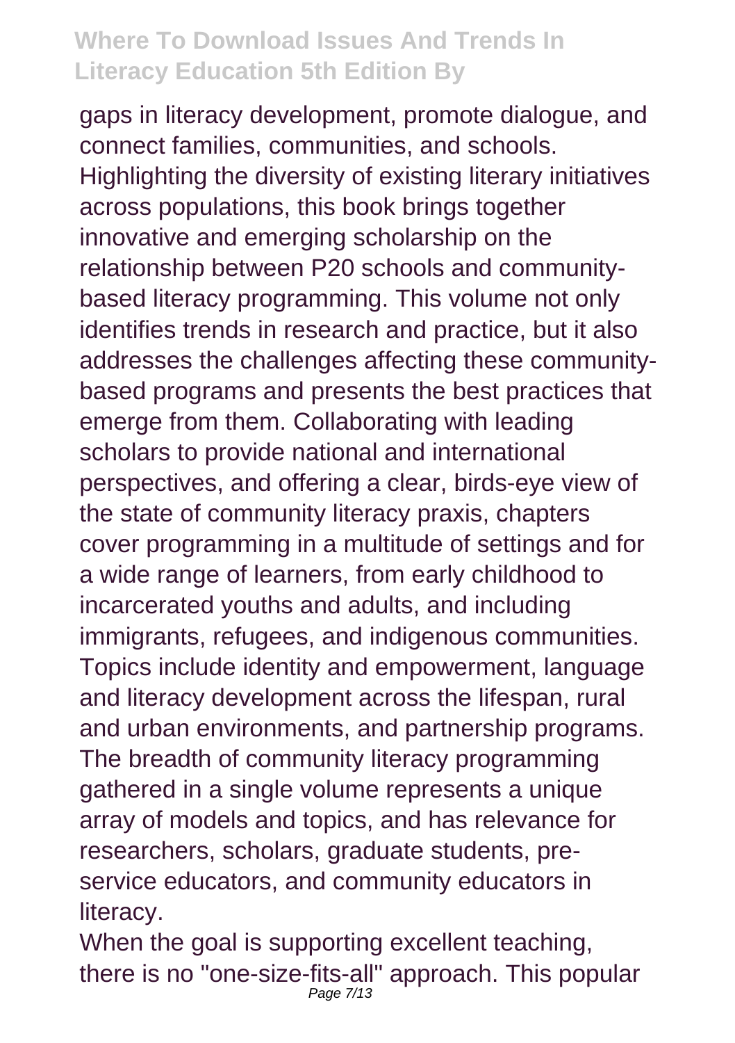gaps in literacy development, promote dialogue, and connect families, communities, and schools. Highlighting the diversity of existing literary initiatives across populations, this book brings together innovative and emerging scholarship on the relationship between P20 schools and community-based literacy programming. This volume not only identifies trends in research and practice, but it also addresses the challenges affecting these community-based programs and presents the best practices that emerge from them. Collaborating with leading scholars to provide national and international perspectives, and offering a clear, birds-eye view of the state of community literacy praxis, chapters cover programming in a multitude of settings and for a wide range of learners, from early childhood to incarcerated youths and adults, and including immigrants, refugees, and indigenous communities. Topics include identity and empowerment, language and literacy development across the lifespan, rural and urban environments, and partnership programs. The breadth of community literacy programming gathered in a single volume represents a unique array of models and topics, and has relevance for researchers, scholars, graduate students, pre-service educators, and community educators in literacy.

When the goal is supporting excellent teaching, there is no "one-size-fits-all" approach. This popular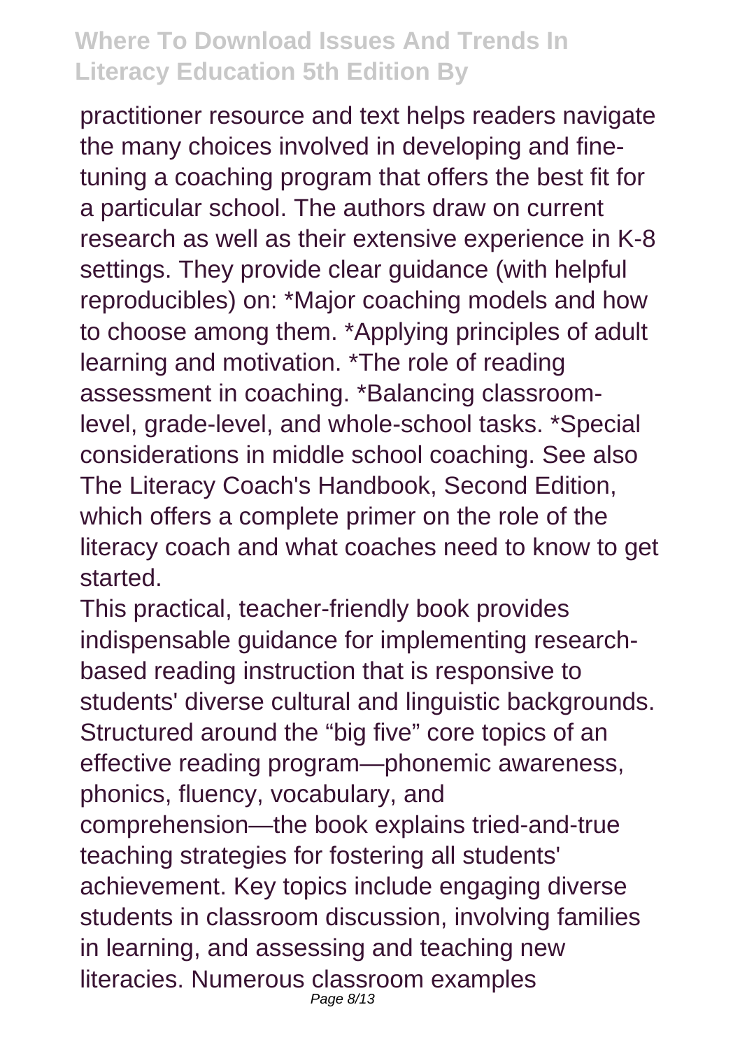practitioner resource and text helps readers navigate the many choices involved in developing and fine-tuning a coaching program that offers the best fit for a particular school. The authors draw on current research as well as their extensive experience in K-8 settings. They provide clear guidance (with helpful reproducibles) on: *Major coaching models and how to choose among them. *Applying principles of adult learning and motivation. *The role of reading assessment in coaching. *Balancing classroom-level, grade-level, and whole-school tasks. *Special considerations in middle school coaching. See also The Literacy Coach's Handbook, Second Edition, which offers a complete primer on the role of the literacy coach and what coaches need to know to get started.

This practical, teacher-friendly book provides indispensable guidance for implementing research-based reading instruction that is responsive to students' diverse cultural and linguistic backgrounds. Structured around the "big five" core topics of an effective reading program—phonemic awareness, phonics, fluency, vocabulary, and comprehension—the book explains tried-and-true teaching strategies for fostering all students' achievement. Key topics include engaging diverse students in classroom discussion, involving families in learning, and assessing and teaching new literacies. Numerous classroom examples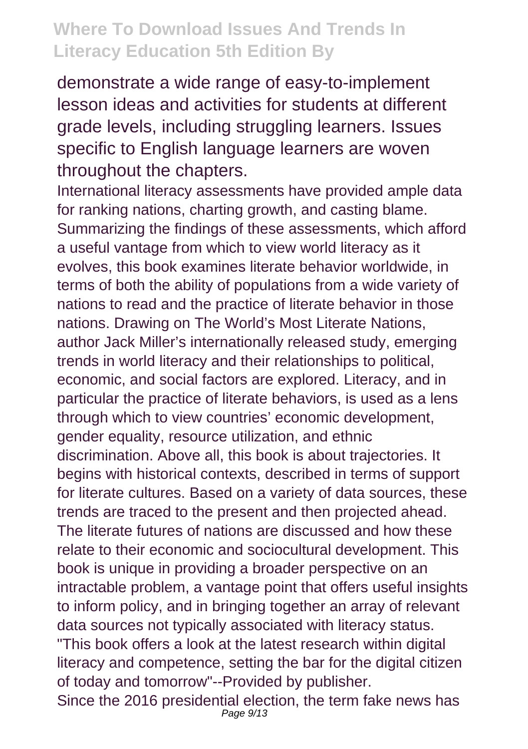demonstrate a wide range of easy-to-implement lesson ideas and activities for students at different grade levels, including struggling learners. Issues specific to English language learners are woven throughout the chapters.

International literacy assessments have provided ample data for ranking nations, charting growth, and casting blame. Summarizing the findings of these assessments, which afford a useful vantage from which to view world literacy as it evolves, this book examines literate behavior worldwide, in terms of both the ability of populations from a wide variety of nations to read and the practice of literate behavior in those nations. Drawing on The World's Most Literate Nations, author Jack Miller's internationally released study, emerging trends in world literacy and their relationships to political, economic, and social factors are explored. Literacy, and in particular the practice of literate behaviors, is used as a lens through which to view countries' economic development, gender equality, resource utilization, and ethnic discrimination. Above all, this book is about trajectories. It begins with historical contexts, described in terms of support for literate cultures. Based on a variety of data sources, these trends are traced to the present and then projected ahead. The literate futures of nations are discussed and how these relate to their economic and sociocultural development. This book is unique in providing a broader perspective on an intractable problem, a vantage point that offers useful insights to inform policy, and in bringing together an array of relevant data sources not typically associated with literacy status.

"This book offers a look at the latest research within digital literacy and competence, setting the bar for the digital citizen of today and tomorrow"--Provided by publisher.

Since the 2016 presidential election, the term fake news has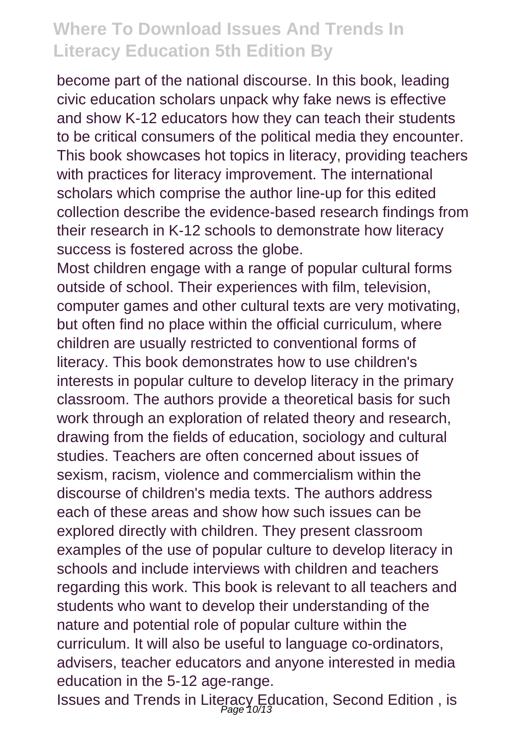become part of the national discourse. In this book, leading civic education scholars unpack why fake news is effective and show K-12 educators how they can teach their students to be critical consumers of the political media they encounter. This book showcases hot topics in literacy, providing teachers with practices for literacy improvement. The international scholars which comprise the author line-up for this edited collection describe the evidence-based research findings from their research in K-12 schools to demonstrate how literacy success is fostered across the globe.

Most children engage with a range of popular cultural forms outside of school. Their experiences with film, television, computer games and other cultural texts are very motivating, but often find no place within the official curriculum, where children are usually restricted to conventional forms of literacy. This book demonstrates how to use children's interests in popular culture to develop literacy in the primary classroom. The authors provide a theoretical basis for such work through an exploration of related theory and research, drawing from the fields of education, sociology and cultural studies. Teachers are often concerned about issues of sexism, racism, violence and commercialism within the discourse of children's media texts. The authors address each of these areas and show how such issues can be explored directly with children. They present classroom examples of the use of popular culture to develop literacy in schools and include interviews with children and teachers regarding this work. This book is relevant to all teachers and students who want to develop their understanding of the nature and potential role of popular culture within the curriculum. It will also be useful to language co-ordinators, advisers, teacher educators and anyone interested in media education in the 5-12 age-range.

Issues and Trends in Literacy Education, Second Edition , is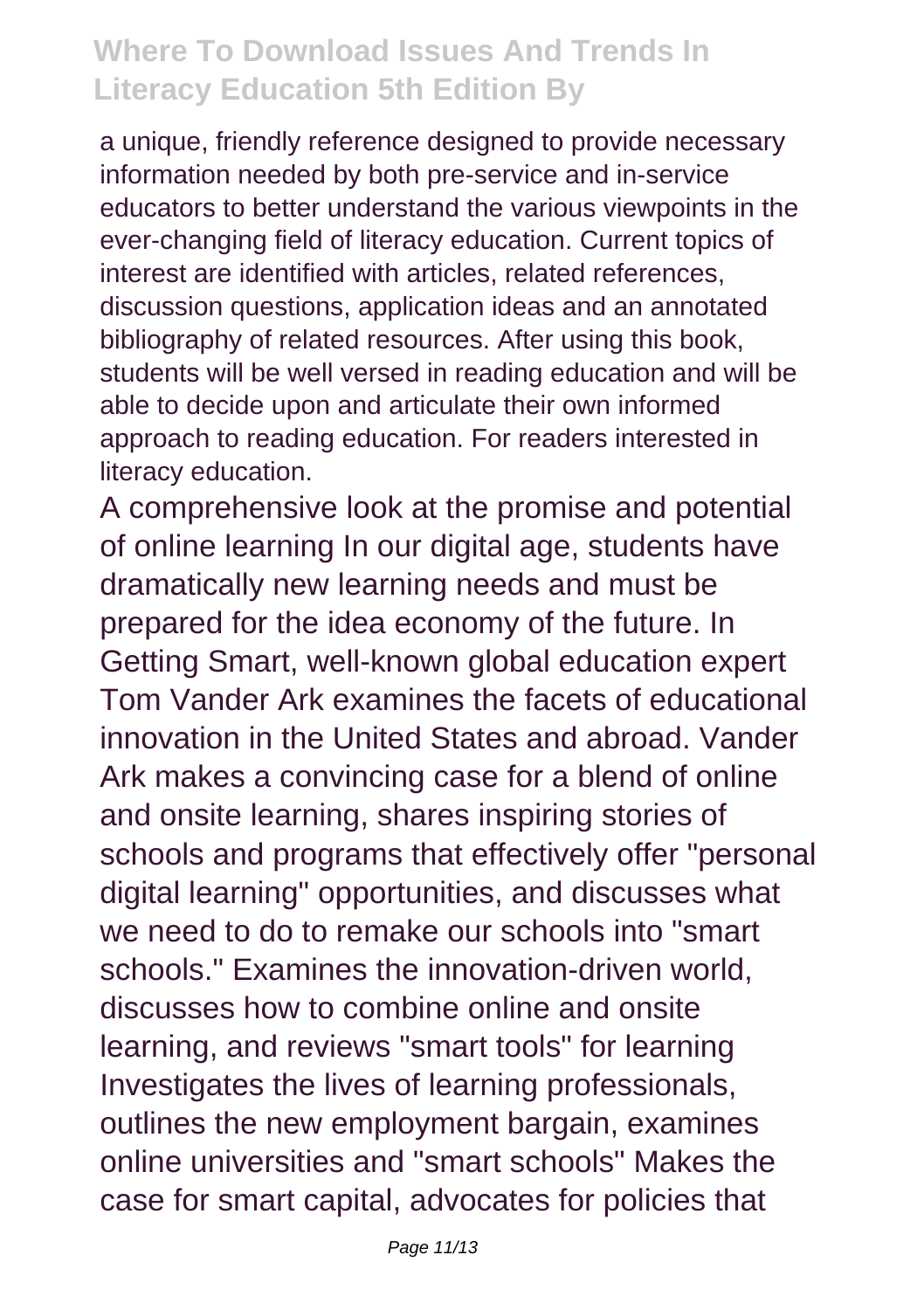a unique, friendly reference designed to provide necessary information needed by both pre-service and in-service educators to better understand the various viewpoints in the ever-changing field of literacy education. Current topics of interest are identified with articles, related references, discussion questions, application ideas and an annotated bibliography of related resources. After using this book, students will be well versed in reading education and will be able to decide upon and articulate their own informed approach to reading education. For readers interested in literacy education.

A comprehensive look at the promise and potential of online learning In our digital age, students have dramatically new learning needs and must be prepared for the idea economy of the future. In Getting Smart, well-known global education expert Tom Vander Ark examines the facets of educational innovation in the United States and abroad. Vander Ark makes a convincing case for a blend of online and onsite learning, shares inspiring stories of schools and programs that effectively offer "personal digital learning" opportunities, and discusses what we need to do to remake our schools into "smart schools." Examines the innovation-driven world, discusses how to combine online and onsite learning, and reviews "smart tools" for learning Investigates the lives of learning professionals, outlines the new employment bargain, examines online universities and "smart schools" Makes the case for smart capital, advocates for policies that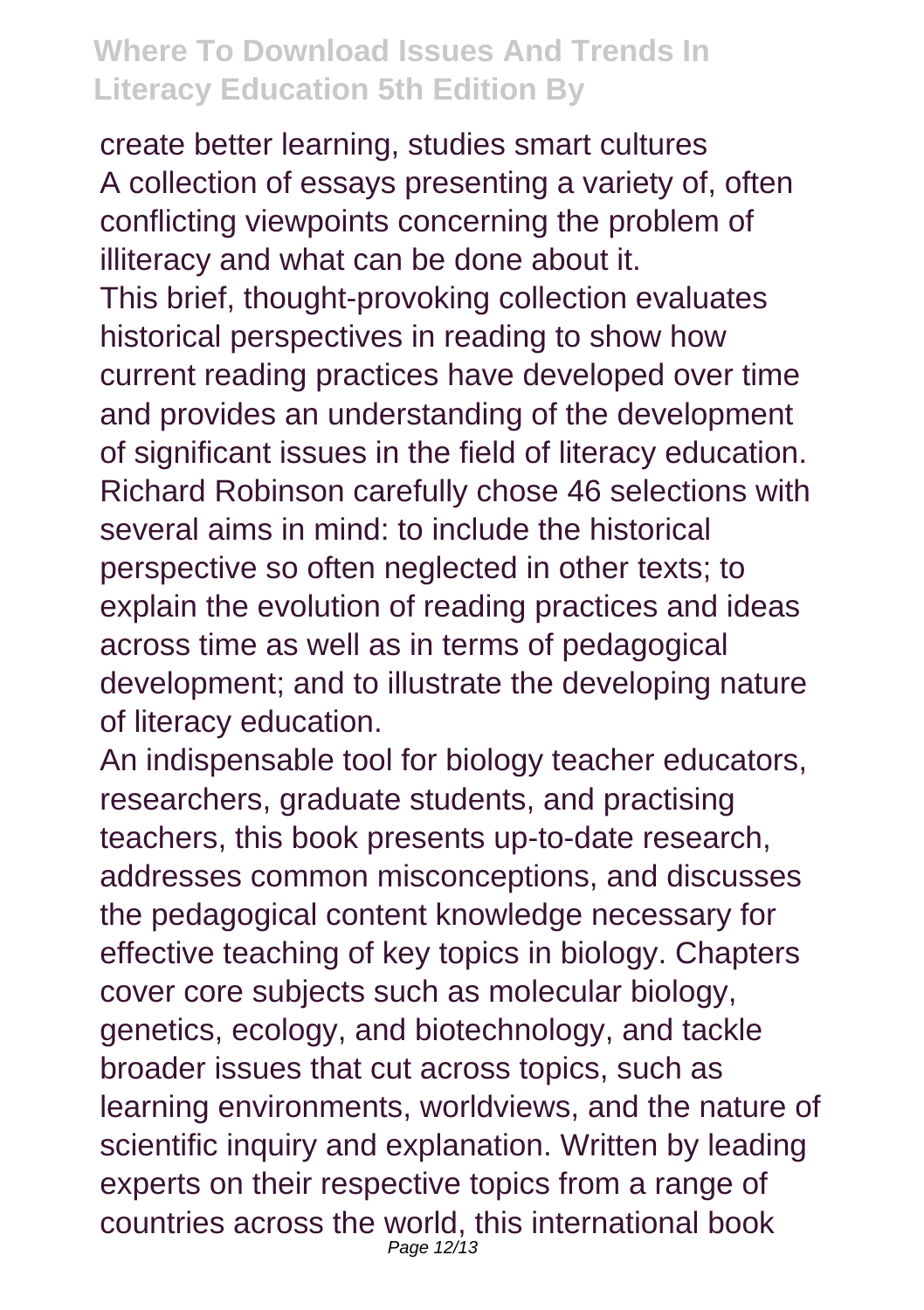create better learning, studies smart cultures

A collection of essays presenting a variety of, often conflicting viewpoints concerning the problem of illiteracy and what can be done about it.

This brief, thought-provoking collection evaluates historical perspectives in reading to show how current reading practices have developed over time and provides an understanding of the development of significant issues in the field of literacy education. Richard Robinson carefully chose 46 selections with several aims in mind: to include the historical perspective so often neglected in other texts; to explain the evolution of reading practices and ideas across time as well as in terms of pedagogical development; and to illustrate the developing nature of literacy education.

An indispensable tool for biology teacher educators, researchers, graduate students, and practising teachers, this book presents up-to-date research, addresses common misconceptions, and discusses the pedagogical content knowledge necessary for effective teaching of key topics in biology. Chapters cover core subjects such as molecular biology, genetics, ecology, and biotechnology, and tackle broader issues that cut across topics, such as learning environments, worldviews, and the nature of scientific inquiry and explanation. Written by leading experts on their respective topics from a range of countries across the world, this international book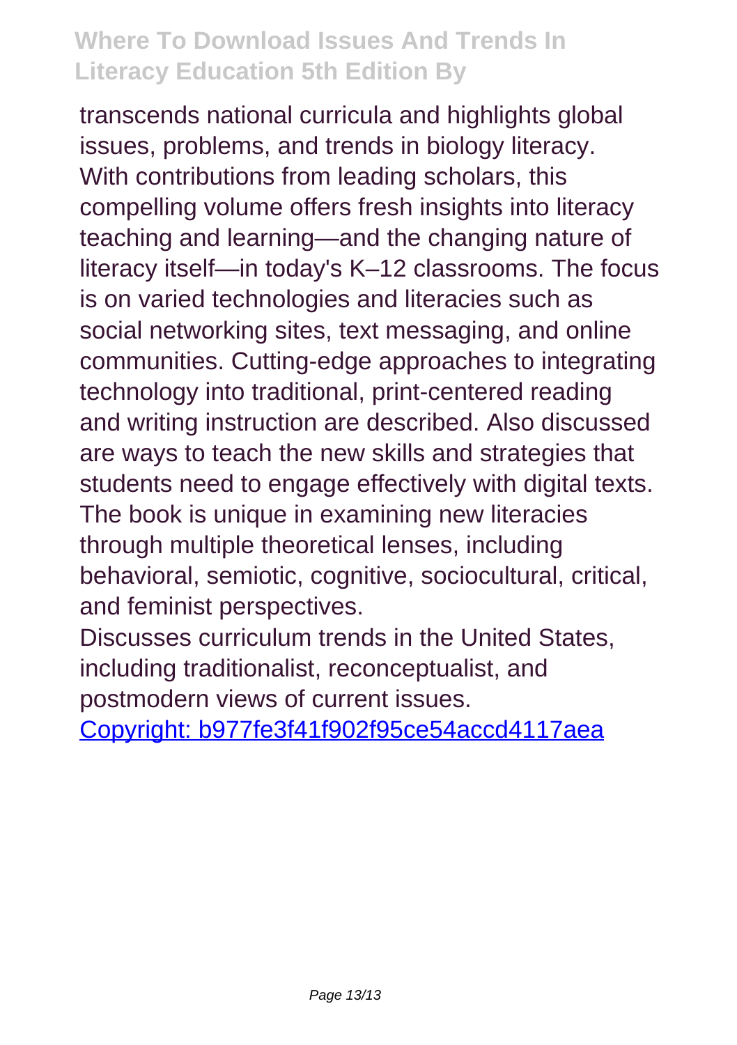transcends national curricula and highlights global issues, problems, and trends in biology literacy. With contributions from leading scholars, this compelling volume offers fresh insights into literacy teaching and learning—and the changing nature of literacy itself—in today's K–12 classrooms. The focus is on varied technologies and literacies such as social networking sites, text messaging, and online communities. Cutting-edge approaches to integrating technology into traditional, print-centered reading and writing instruction are described. Also discussed are ways to teach the new skills and strategies that students need to engage effectively with digital texts. The book is unique in examining new literacies through multiple theoretical lenses, including behavioral, semiotic, cognitive, sociocultural, critical, and feminist perspectives.

Discusses curriculum trends in the United States, including traditionalist, reconceptualist, and postmodern views of current issues.

Copyright: b977fe3f41f902f95ce54accd4117aea